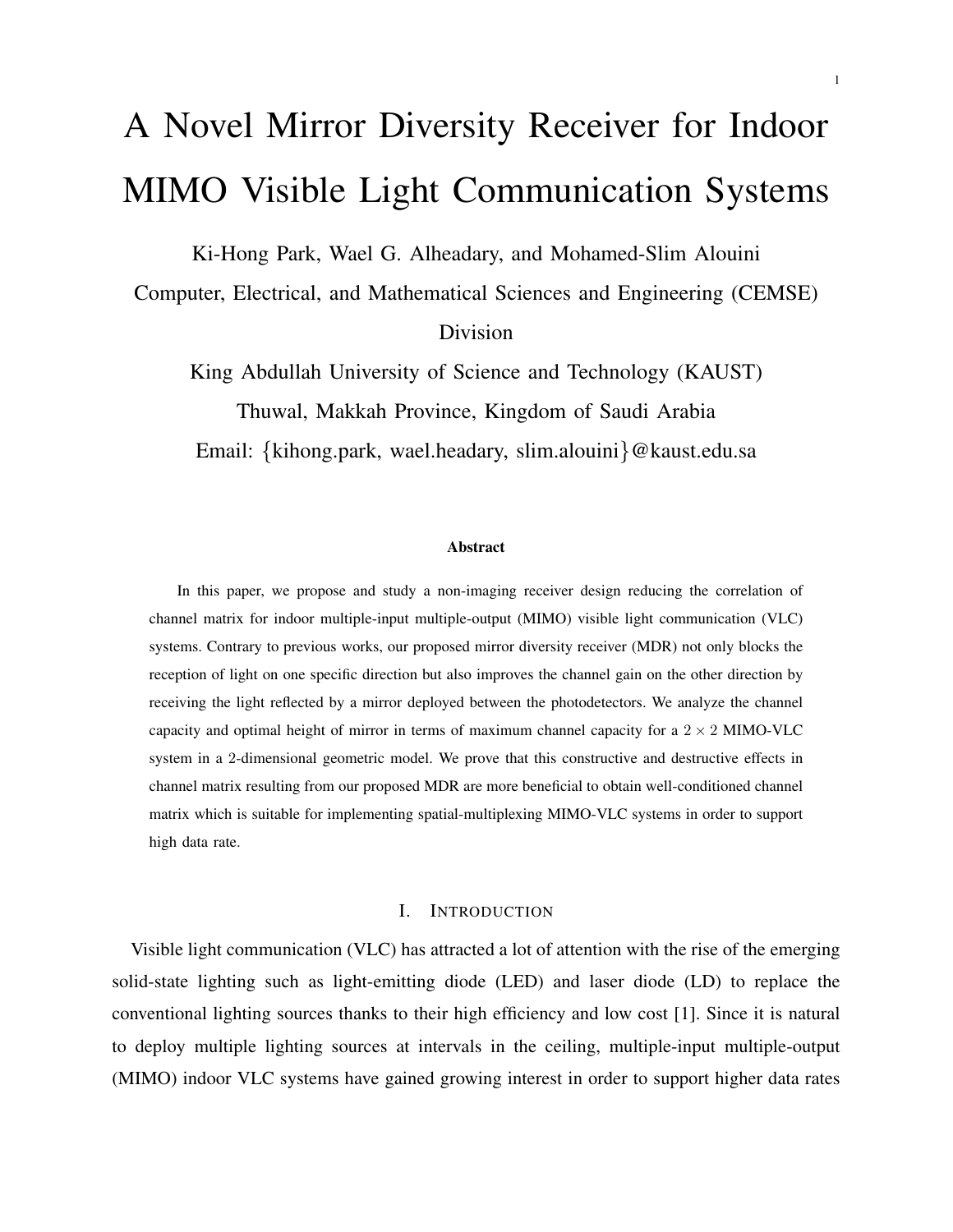# A Novel Mirror Diversity Receiver for Indoor MIMO Visible Light Communication Systems

Ki-Hong Park, Wael G. Alheadary, and Mohamed-Slim Alouini

Computer, Electrical, and Mathematical Sciences and Engineering (CEMSE) Division

King Abdullah University of Science and Technology (KAUST)

Thuwal, Makkah Province, Kingdom of Saudi Arabia

Email: {kihong.park, wael.headary, slim.alouini}@kaust.edu.sa

### Abstract

In this paper, we propose and study a non-imaging receiver design reducing the correlation of channel matrix for indoor multiple-input multiple-output (MIMO) visible light communication (VLC) systems. Contrary to previous works, our proposed mirror diversity receiver (MDR) not only blocks the reception of light on one specific direction but also improves the channel gain on the other direction by receiving the light reflected by a mirror deployed between the photodetectors. We analyze the channel capacity and optimal height of mirror in terms of maximum channel capacity for a $2 \times 2$ MIMO-VLC system in a 2-dimensional geometric model. We prove that this constructive and destructive effects in channel matrix resulting from our proposed MDR are more beneficial to obtain well-conditioned channel matrix which is suitable for implementing spatial-multiplexing MIMO-VLC systems in order to support high data rate.

## I. Introduction

Visible light communication (VLC) has attracted a lot of attention with the rise of the emerging solid-state lighting such as light-emitting diode (LED) and laser diode (LD) to replace the conventional lighting sources thanks to their high efficiency and low cost [1]. Since it is natural to deploy multiple lighting sources at intervals in the ceiling, multiple-input multiple-output (MIMO) indoor VLC systems have gained growing interest in order to support higher data rates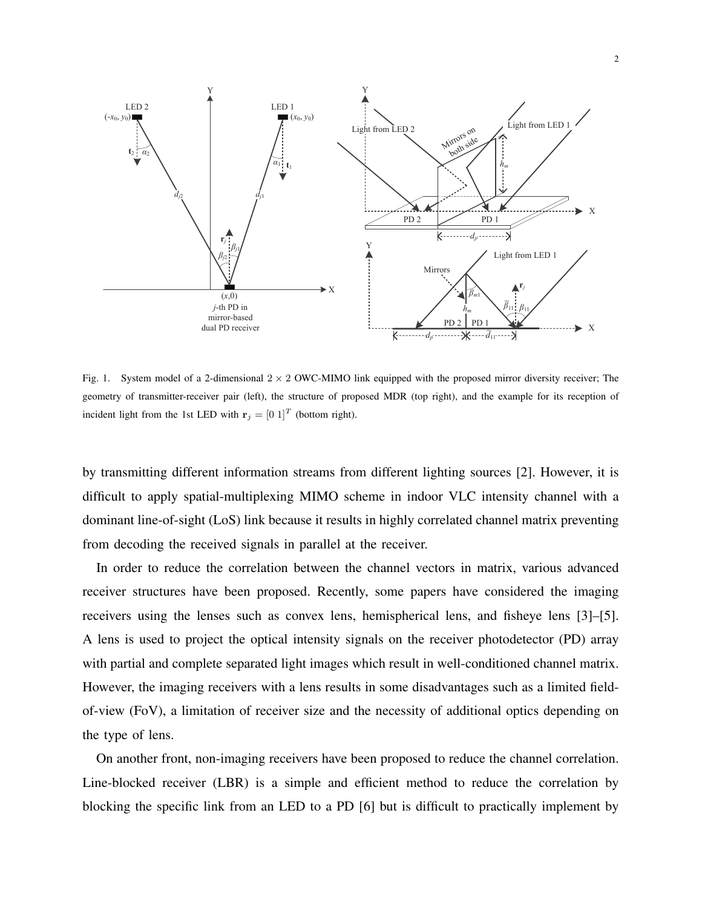Fig. 1. System model of a 2-dimensional $2 \times 2$ OWC-MIMO link equipped with the proposed mirror diversity receiver; The geometry of transmitter-receiver pair (left), the structure of proposed MDR (top right), and the example for its reception of incident light from the 1st LED with $\mathbf{r}_j = [0\ 1]^T$ (bottom right).

by transmitting different information streams from different lighting sources [2]. However, it is difficult to apply spatial-multiplexing MIMO scheme in indoor VLC intensity channel with a dominant line-of-sight (LoS) link because it results in highly correlated channel matrix preventing from decoding the received signals in parallel at the receiver.

In order to reduce the correlation between the channel vectors in matrix, various advanced receiver structures have been proposed. Recently, some papers have considered the imaging receivers using the lenses such as convex lens, hemispherical lens, and fisheye lens [3]–[5]. A lens is used to project the optical intensity signals on the receiver photodetector (PD) array with partial and complete separated light images which result in well-conditioned channel matrix. However, the imaging receivers with a lens results in some disadvantages such as a limited field-of-view (FoV), a limitation of receiver size and the necessity of additional optics depending on the type of lens.

On another front, non-imaging receivers have been proposed to reduce the channel correlation. Line-blocked receiver (LBR) is a simple and efficient method to reduce the correlation by blocking the specific link from an LED to a PD [6] but is difficult to practically implement by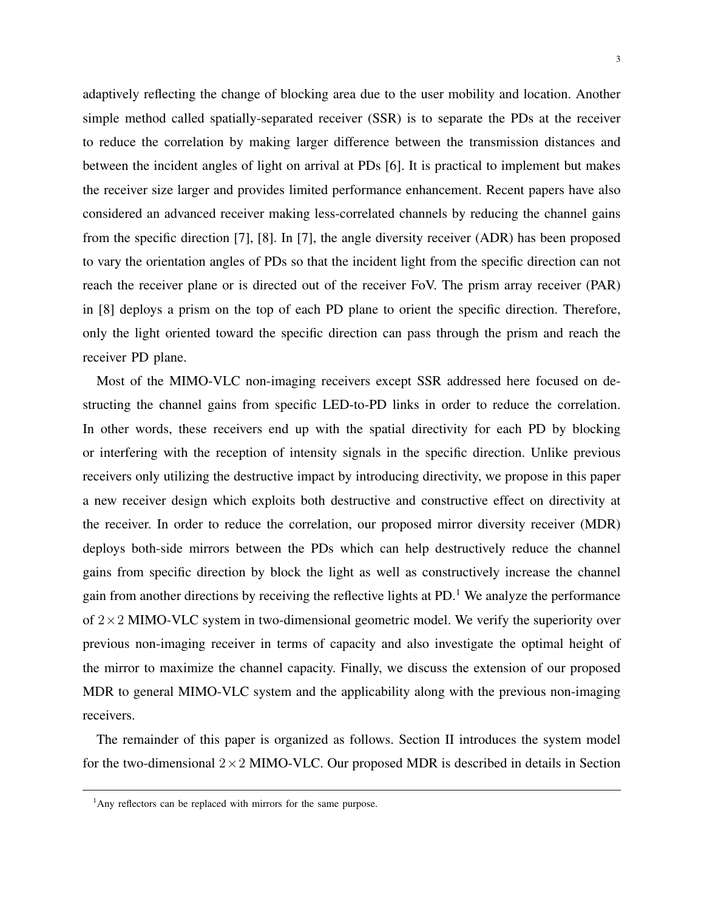adaptively reflecting the change of blocking area due to the user mobility and location. Another simple method called spatially-separated receiver (SSR) is to separate the PDs at the receiver to reduce the correlation by making larger difference between the transmission distances and between the incident angles of light on arrival at PDs [6]. It is practical to implement but makes the receiver size larger and provides limited performance enhancement. Recent papers have also considered an advanced receiver making less-correlated channels by reducing the channel gains from the specific direction [7], [8]. In [7], the angle diversity receiver (ADR) has been proposed to vary the orientation angles of PDs so that the incident light from the specific direction can not reach the receiver plane or is directed out of the receiver FoV. The prism array receiver (PAR) in [8] deploys a prism on the top of each PD plane to orient the specific direction. Therefore, only the light oriented toward the specific direction can pass through the prism and reach the receiver PD plane.

Most of the MIMO-VLC non-imaging receivers except SSR addressed here focused on destructing the channel gains from specific LED-to-PD links in order to reduce the correlation. In other words, these receivers end up with the spatial directivity for each PD by blocking or interfering with the reception of intensity signals in the specific direction. Unlike previous receivers only utilizing the destructive impact by introducing directivity, we propose in this paper a new receiver design which exploits both destructive and constructive effect on directivity at the receiver. In order to reduce the correlation, our proposed mirror diversity receiver (MDR) deploys both-side mirrors between the PDs which can help destructively reduce the channel gains from specific direction by block the light as well as constructively increase the channel gain from another directions by receiving the reflective lights at PD.[1] We analyze the performance of $2 \times 2$ MIMO-VLC system in two-dimensional geometric model. We verify the superiority over previous non-imaging receiver in terms of capacity and also investigate the optimal height of the mirror to maximize the channel capacity. Finally, we discuss the extension of our proposed MDR to general MIMO-VLC system and the applicability along with the previous non-imaging receivers.

The remainder of this paper is organized as follows. Section II introduces the system model for the two-dimensional $2 \times 2$ MIMO-VLC. Our proposed MDR is described in details in Section

[1] Any reflectors can be replaced with mirrors for the same purpose.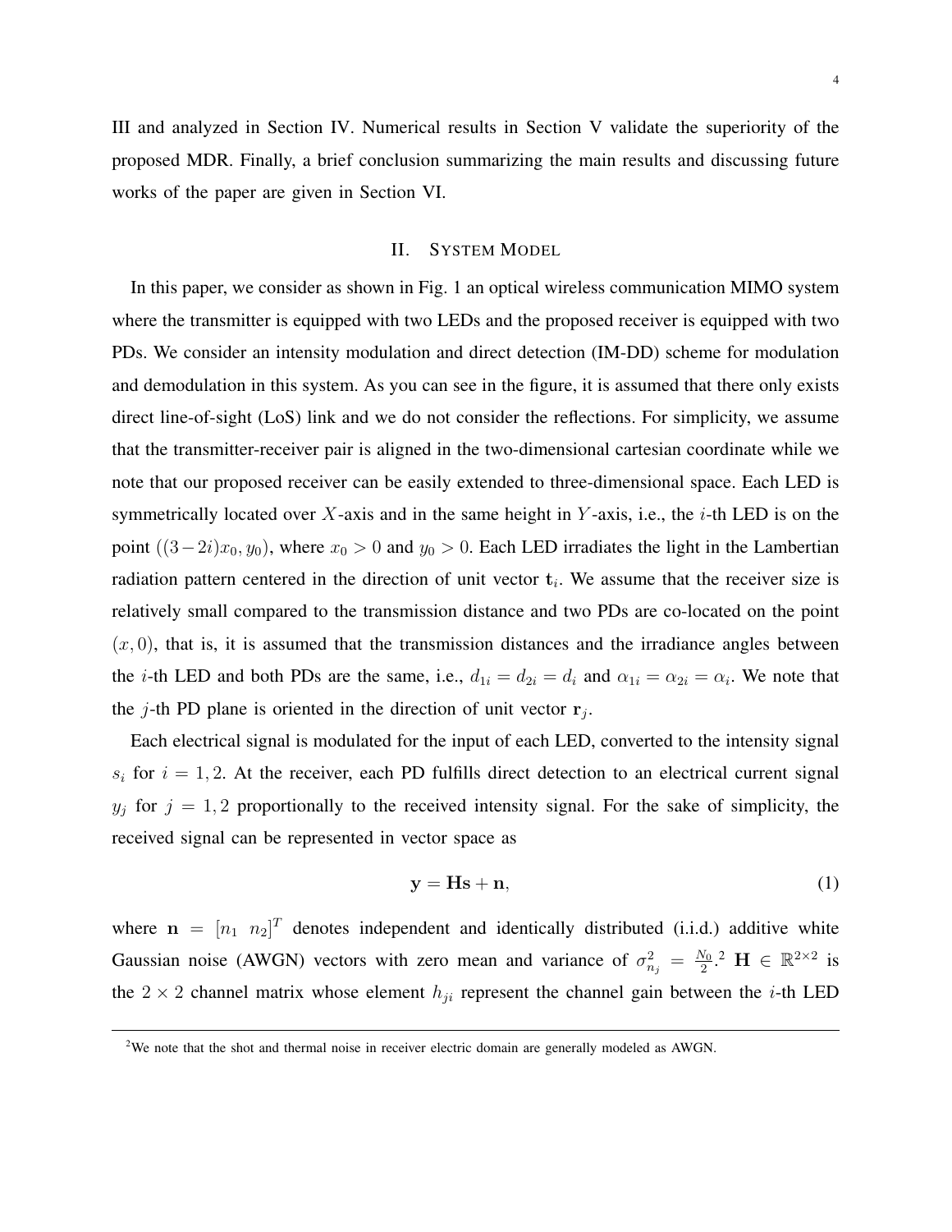III and analyzed in Section IV. Numerical results in Section V validate the superiority of the proposed MDR. Finally, a brief conclusion summarizing the main results and discussing future works of the paper are given in Section VI.

## II. System Model

In this paper, we consider as shown in Fig. 1 an optical wireless communication MIMO system where the transmitter is equipped with two LEDs and the proposed receiver is equipped with two PDs. We consider an intensity modulation and direct detection (IM-DD) scheme for modulation and demodulation in this system. As you can see in the figure, it is assumed that there only exists direct line-of-sight (LoS) link and we do not consider the reflections. For simplicity, we assume that the transmitter-receiver pair is aligned in the two-dimensional cartesian coordinate while we note that our proposed receiver can be easily extended to three-dimensional space. Each LED is symmetrically located over $X$-axis and in the same height in $Y$-axis, i.e., the $i$-th LED is on the point $((3-2i)x_0, y_0)$, where $x_0 > 0$ and $y_0 > 0$. Each LED irradiates the light in the Lambertian radiation pattern centered in the direction of unit vector $\mathbf{t}_i$. We assume that the receiver size is relatively small compared to the transmission distance and two PDs are co-located on the point $(x, 0)$, that is, it is assumed that the transmission distances and the irradiance angles between the $i$-th LED and both PDs are the same, i.e., $d_{1i} = d_{2i} = d_i$ and $\alpha_{1i} = \alpha_{2i} = \alpha_i$. We note that the $j$-th PD plane is oriented in the direction of unit vector $\mathbf{r}_j$.

Each electrical signal is modulated for the input of each LED, converted to the intensity signal $s_i$ for $i = 1, 2$. At the receiver, each PD fulfills direct detection to an electrical current signal $y_j$ for $j = 1, 2$ proportionally to the received intensity signal. For the sake of simplicity, the received signal can be represented in vector space as

$$\mathbf{y} = \mathbf{H}\mathbf{s} + \mathbf{n}, \tag{1}$$

where $\mathbf{n} = [n_1 \;\; n_2]^T$ denotes independent and identically distributed (i.i.d.) additive white Gaussian noise (AWGN) vectors with zero mean and variance of $\sigma_{n_j}^2 = \frac{N_0}{2}$.[2] $\mathbf{H} \in \mathbb{R}^{2\times 2}$ is the $2 \times 2$ channel matrix whose element $h_{ji}$ represent the channel gain between the $i$-th LED

[2]We note that the shot and thermal noise in receiver electric domain are generally modeled as AWGN.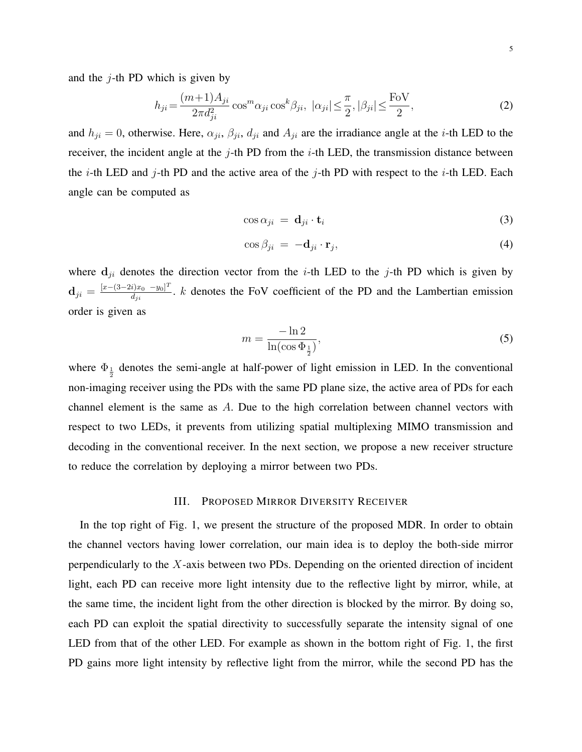and the $j$-th PD which is given by

$$h_{ji} = \frac{(m+1)A_{ji}}{2\pi d_{ji}^2} \cos^m \alpha_{ji} \cos^k \beta_{ji}, \ |\alpha_{ji}| \leq \frac{\pi}{2}, |\beta_{ji}| \leq \frac{\text{FoV}}{2}, \tag{2}$$

and $h_{ji} = 0$, otherwise. Here, $\alpha_{ji}$, $\beta_{ji}$, $d_{ji}$ and $A_{ji}$ are the irradiance angle at the $i$-th LED to the receiver, the incident angle at the $j$-th PD from the $i$-th LED, the transmission distance between the $i$-th LED and $j$-th PD and the active area of the $j$-th PD with respect to the $i$-th LED. Each angle can be computed as

$$\cos \alpha_{ji} = \mathbf{d}_{ji} \cdot \mathbf{t}_i \tag{3}$$

$$\cos \beta_{ji} = -\mathbf{d}_{ji} \cdot \mathbf{r}_j, \tag{4}$$

where $\mathbf{d}_{ji}$ denotes the direction vector from the $i$-th LED to the $j$-th PD which is given by $\mathbf{d}_{ji} = \frac{[x-(3-2i)x_0 \ \ -y_0]^T}{d_{ji}}$. $k$ denotes the FoV coefficient of the PD and the Lambertian emission order is given as

$$m = \frac{-\ln 2}{\ln(\cos \Phi_{\frac{1}{2}})}, \tag{5}$$

where $\Phi_{\frac{1}{2}}$ denotes the semi-angle at half-power of light emission in LED. In the conventional non-imaging receiver using the PDs with the same PD plane size, the active area of PDs for each channel element is the same as $A$. Due to the high correlation between channel vectors with respect to two LEDs, it prevents from utilizing spatial multiplexing MIMO transmission and decoding in the conventional receiver. In the next section, we propose a new receiver structure to reduce the correlation by deploying a mirror between two PDs.

## III. Proposed Mirror Diversity Receiver

In the top right of Fig. 1, we present the structure of the proposed MDR. In order to obtain the channel vectors having lower correlation, our main idea is to deploy the both-side mirror perpendicularly to the $X$-axis between two PDs. Depending on the oriented direction of incident light, each PD can receive more light intensity due to the reflective light by mirror, while, at the same time, the incident light from the other direction is blocked by the mirror. By doing so, each PD can exploit the spatial directivity to successfully separate the intensity signal of one LED from that of the other LED. For example as shown in the bottom right of Fig. 1, the first PD gains more light intensity by reflective light from the mirror, while the second PD has the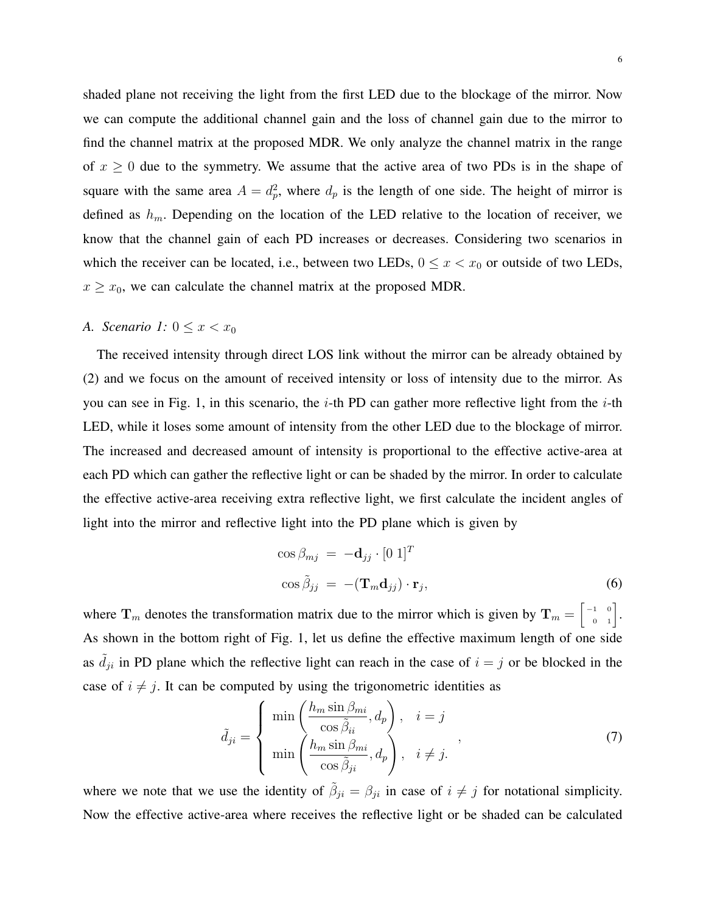shaded plane not receiving the light from the first LED due to the blockage of the mirror. Now we can compute the additional channel gain and the loss of channel gain due to the mirror to find the channel matrix at the proposed MDR. We only analyze the channel matrix in the range of $x \geq 0$ due to the symmetry. We assume that the active area of two PDs is in the shape of square with the same area $A = d_p^2$, where $d_p$ is the length of one side. The height of mirror is defined as $h_m$. Depending on the location of the LED relative to the location of receiver, we know that the channel gain of each PD increases or decreases. Considering two scenarios in which the receiver can be located, i.e., between two LEDs, $0 \leq x < x_0$ or outside of two LEDs, $x \geq x_0$, we can calculate the channel matrix at the proposed MDR.

### A. *Scenario 1:* $0 \leq x < x_0$

The received intensity through direct LOS link without the mirror can be already obtained by (2) and we focus on the amount of received intensity or loss of intensity due to the mirror. As you can see in Fig. 1, in this scenario, the $i$-th PD can gather more reflective light from the $i$-th LED, while it loses some amount of intensity from the other LED due to the blockage of mirror. The increased and decreased amount of intensity is proportional to the effective active-area at each PD which can gather the reflective light or can be shaded by the mirror. In order to calculate the effective active-area receiving extra reflective light, we first calculate the incident angles of light into the mirror and reflective light into the PD plane which is given by

$$
\begin{aligned}
\cos\beta_{mj} &= -\mathbf{d}_{jj} \cdot [0\ 1]^T \\
\cos\tilde{\beta}_{jj} &= -(\mathbf{T}_m \mathbf{d}_{jj}) \cdot \mathbf{r}_j,
\end{aligned} \tag{6}
$$

where $\mathbf{T}_m$ denotes the transformation matrix due to the mirror which is given by $\mathbf{T}_m = \begin{bmatrix} -1 & 0 \\ 0 & 1 \end{bmatrix}$. As shown in the bottom right of Fig. 1, let us define the effective maximum length of one side as $\tilde{d}_{ji}$ in PD plane which the reflective light can reach in the case of $i = j$ or be blocked in the case of $i \neq j$. It can be computed by using the trigonometric identities as

$$
\tilde{d}_{ji} = \begin{cases} \min\left(\dfrac{h_m \sin\beta_{mi}}{\cos\tilde{\beta}_{ii}}, d_p\right), & i = j \\ \min\left(\dfrac{h_m \sin\beta_{mi}}{\cos\tilde{\beta}_{ji}}, d_p\right), & i \neq j. \end{cases}, \tag{7}
$$

where we note that we use the identity of $\tilde{\beta}_{ji} = \beta_{ji}$ in case of $i \neq j$ for notational simplicity. Now the effective active-area where receives the reflective light or be shaded can be calculated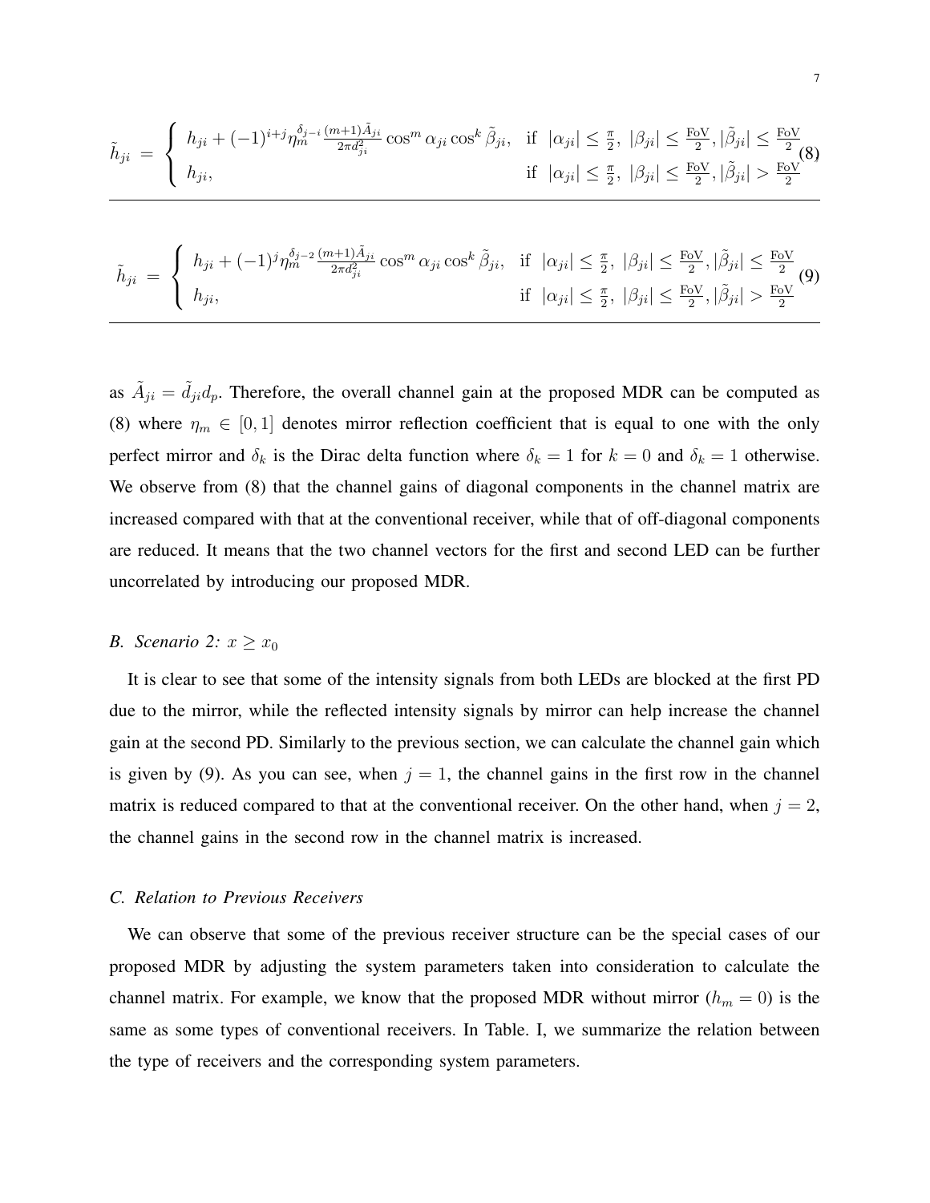$$
\tilde{h}_{ji} = \begin{cases} h_{ji} + (-1)^{i+j} \eta_m^{\delta_{j-i}} \frac{(m+1)\tilde{A}_{ji}}{2\pi d_{ji}^2} \cos^m \alpha_{ji} \cos^k \tilde{\beta}_{ji}, & \text{if } |\alpha_{ji}| \leq \frac{\pi}{2},\ |\beta_{ji}| \leq \frac{\text{FoV}}{2}, |\tilde{\beta}_{ji}| \leq \frac{\text{FoV}}{2} \\ h_{ji}, & \text{if } |\alpha_{ji}| \leq \frac{\pi}{2},\ |\beta_{ji}| \leq \frac{\text{FoV}}{2}, |\tilde{\beta}_{ji}| > \frac{\text{FoV}}{2} \end{cases} \tag{8}
$$

$$
\tilde{h}_{ji} = \begin{cases} h_{ji} + (-1)^{j} \eta_m^{\delta_{j-2}} \frac{(m+1)\tilde{A}_{ji}}{2\pi d_{ji}^2} \cos^m \alpha_{ji} \cos^k \tilde{\beta}_{ji}, & \text{if } |\alpha_{ji}| \leq \frac{\pi}{2},\ |\beta_{ji}| \leq \frac{\text{FoV}}{2}, |\tilde{\beta}_{ji}| \leq \frac{\text{FoV}}{2} \\ h_{ji}, & \text{if } |\alpha_{ji}| \leq \frac{\pi}{2},\ |\beta_{ji}| \leq \frac{\text{FoV}}{2}, |\tilde{\beta}_{ji}| > \frac{\text{FoV}}{2} \end{cases} \tag{9}
$$

as $\tilde{A}_{ji} = \tilde{d}_{ji} d_p$. Therefore, the overall channel gain at the proposed MDR can be computed as (8) where $\eta_m \in [0, 1]$ denotes mirror reflection coefficient that is equal to one with the only perfect mirror and $\delta_k$ is the Dirac delta function where $\delta_k = 1$ for $k = 0$ and $\delta_k = 1$ otherwise. We observe from (8) that the channel gains of diagonal components in the channel matrix are increased compared with that at the conventional receiver, while that of off-diagonal components are reduced. It means that the two channel vectors for the first and second LED can be further uncorrelated by introducing our proposed MDR.

### *B. Scenario 2: $x \geq x_0$*

It is clear to see that some of the intensity signals from both LEDs are blocked at the first PD due to the mirror, while the reflected intensity signals by mirror can help increase the channel gain at the second PD. Similarly to the previous section, we can calculate the channel gain which is given by (9). As you can see, when $j = 1$, the channel gains in the first row in the channel matrix is reduced compared to that at the conventional receiver. On the other hand, when $j = 2$, the channel gains in the second row in the channel matrix is increased.

### *C. Relation to Previous Receivers*

We can observe that some of the previous receiver structure can be the special cases of our proposed MDR by adjusting the system parameters taken into consideration to calculate the channel matrix. For example, we know that the proposed MDR without mirror ($h_m = 0$) is the same as some types of conventional receivers. In Table. I, we summarize the relation between the type of receivers and the corresponding system parameters.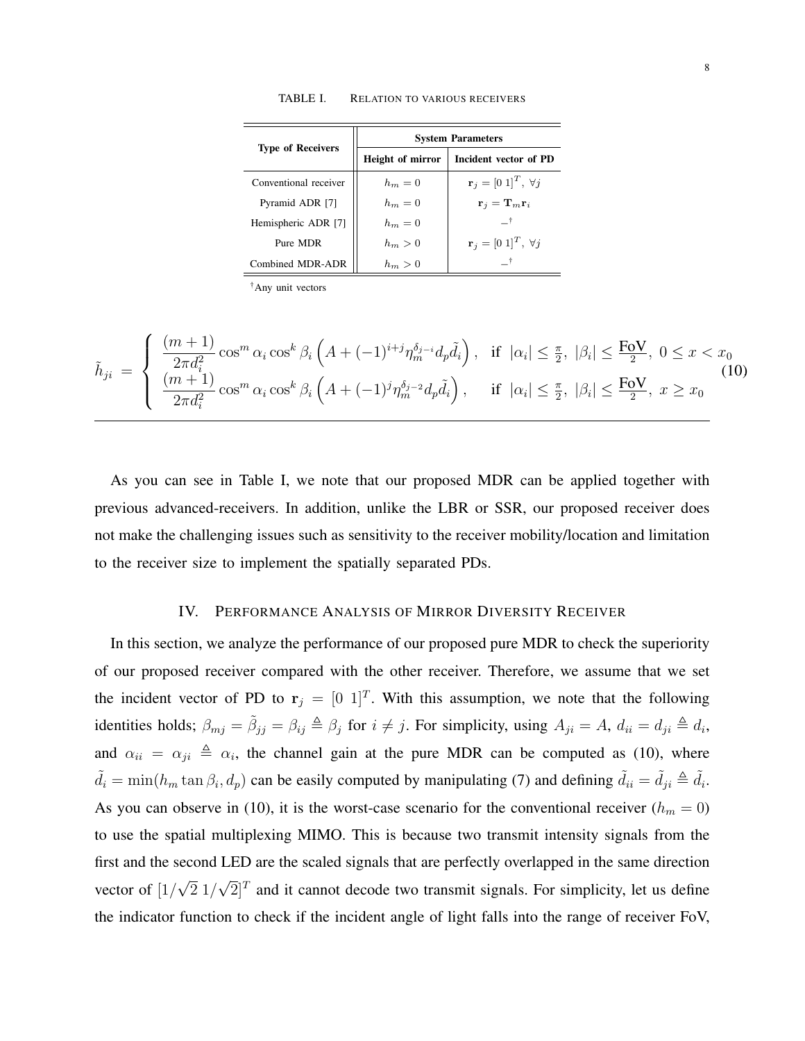TABLE I. RELATION TO VARIOUS RECEIVERS

| Type of Receivers | System Parameters | |
|---|---|---|
| | Height of mirror | Incident vector of PD |
| Conventional receiver | $h_m = 0$ | $\mathbf{r}_j = [0\ 1]^T,\ \forall j$ |
| Pyramid ADR [7] | $h_m = 0$ | $\mathbf{r}_j = \mathbf{T}_m \mathbf{r}_i$ |
| Hemispheric ADR [7] | $h_m = 0$ | $-^{\dagger}$ |
| Pure MDR | $h_m > 0$ | $\mathbf{r}_j = [0\ 1]^T,\ \forall j$ |
| Combined MDR-ADR | $h_m > 0$ | $-^{\dagger}$ |

$^{\dagger}$Any unit vectors

$$
\tilde{h}_{ji} = \begin{cases} \dfrac{(m+1)}{2\pi d_i^2} \cos^m \alpha_i \cos^k \beta_i \left( A + (-1)^{i+j} \eta_m^{\delta_{j-i}} d_p \tilde{d}_i \right), & \text{if } |\alpha_i| \leq \frac{\pi}{2},\ |\beta_i| \leq \frac{\textbf{FoV}}{2},\ 0 \leq x < x_0 \\ \dfrac{(m+1)}{2\pi d_i^2} \cos^m \alpha_i \cos^k \beta_i \left( A + (-1)^{j} \eta_m^{\delta_{j-2}} d_p \tilde{d}_i \right), & \text{if } |\alpha_i| \leq \frac{\pi}{2},\ |\beta_i| \leq \frac{\textbf{FoV}}{2},\ x \geq x_0 \end{cases} \tag{10}
$$

As you can see in Table I, we note that our proposed MDR can be applied together with previous advanced-receivers. In addition, unlike the LBR or SSR, our proposed receiver does not make the challenging issues such as sensitivity to the receiver mobility/location and limitation to the receiver size to implement the spatially separated PDs.

## IV. Performance Analysis of Mirror Diversity Receiver

In this section, we analyze the performance of our proposed pure MDR to check the superiority of our proposed receiver compared with the other receiver. Therefore, we assume that we set the incident vector of PD to $\mathbf{r}_j = [0\ 1]^T$. With this assumption, we note that the following identities holds; $\beta_{mj} = \tilde{\beta}_{jj} = \beta_{ij} \triangleq \beta_j$ for $i \neq j$. For simplicity, using $A_{ji} = A$, $d_{ii} = d_{ji} \triangleq d_i$, and $\alpha_{ii} = \alpha_{ji} \triangleq \alpha_i$, the channel gain at the pure MDR can be computed as (10), where $\tilde{d}_i = \min(h_m \tan \beta_i, d_p)$ can be easily computed by manipulating (7) and defining $\tilde{d}_{ii} = \tilde{d}_{ji} \triangleq \tilde{d}_i$. As you can observe in (10), it is the worst-case scenario for the conventional receiver ($h_m = 0$) to use the spatial multiplexing MIMO. This is because two transmit intensity signals from the first and the second LED are the scaled signals that are perfectly overlapped in the same direction vector of $[1/\sqrt{2}\ 1/\sqrt{2}]^T$ and it cannot decode two transmit signals. For simplicity, let us define the indicator function to check if the incident angle of light falls into the range of receiver FoV,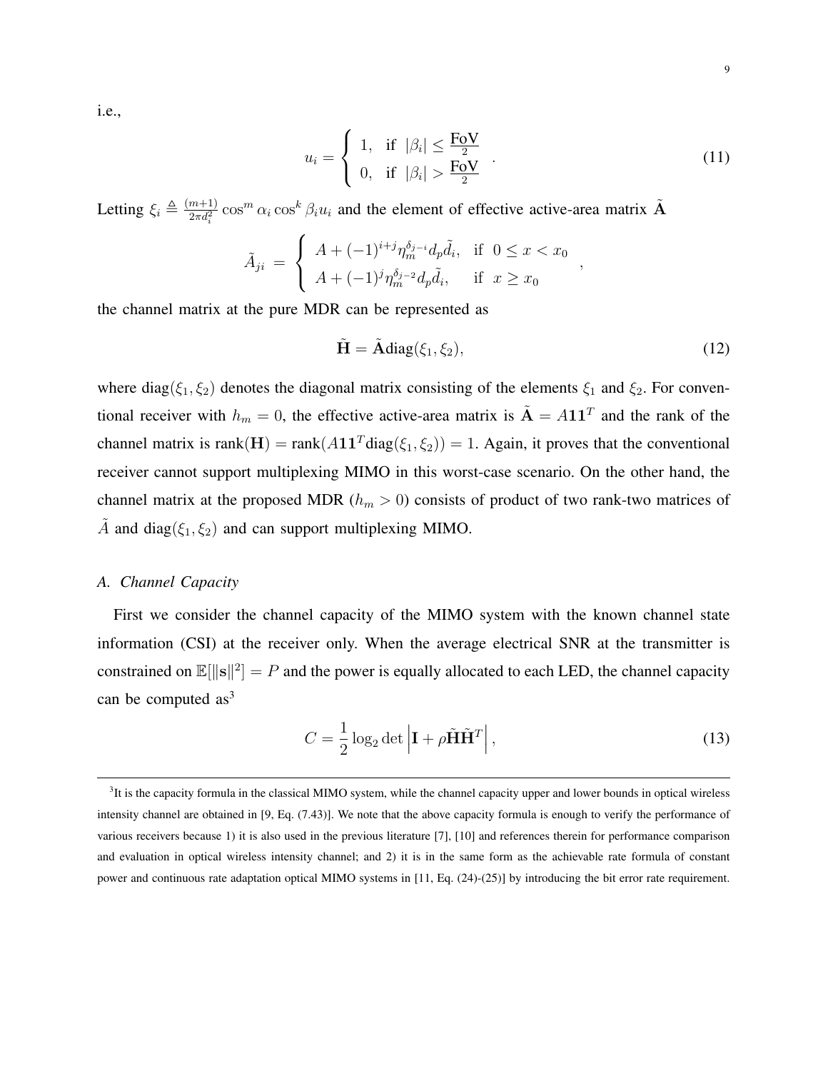i.e.,

$$u_i = \begin{cases} 1, & \text{if } |\beta_i| \le \frac{\text{FoV}}{2} \\ 0, & \text{if } |\beta_i| > \frac{\text{FoV}}{2} \end{cases}. \tag{11}$$

Letting $\xi_i \triangleq \frac{(m+1)}{2\pi d_i^2} \cos^m \alpha_i \cos^k \beta_i u_i$ and the element of effective active-area matrix $\tilde{\mathbf{A}}$

$$\tilde{A}_{ji} = \begin{cases} A + (-1)^{i+j} \eta_m^{\delta_{j-i}} d_p \tilde{d}_i, & \text{if } 0 \le x < x_0 \\ A + (-1)^j \eta_m^{\delta_{j-2}} d_p \tilde{d}_i, & \text{if } x \ge x_0 \end{cases},$$

the channel matrix at the pure MDR can be represented as

$$\tilde{\mathbf{H}} = \tilde{\mathbf{A}} \text{diag}(\xi_1, \xi_2), \tag{12}$$

where $\text{diag}(\xi_1, \xi_2)$ denotes the diagonal matrix consisting of the elements $\xi_1$ and $\xi_2$. For conventional receiver with $h_m = 0$, the effective active-area matrix is $\tilde{\mathbf{A}} = A\mathbf{1}\mathbf{1}^T$ and the rank of the channel matrix is $\text{rank}(\mathbf{H}) = \text{rank}(A\mathbf{1}\mathbf{1}^T \text{diag}(\xi_1, \xi_2)) = 1$. Again, it proves that the conventional receiver cannot support multiplexing MIMO in this worst-case scenario. On the other hand, the channel matrix at the proposed MDR ($h_m > 0$) consists of product of two rank-two matrices of $\tilde{A}$ and $\text{diag}(\xi_1, \xi_2)$ and can support multiplexing MIMO.

### *A. Channel Capacity*

First we consider the channel capacity of the MIMO system with the known channel state information (CSI) at the receiver only. When the average electrical SNR at the transmitter is constrained on $\mathbb{E}[\|\mathbf{s}\|^2] = P$ and the power is equally allocated to each LED, the channel capacity can be computed as[3]

$$C = \frac{1}{2} \log_2 \det \left| \mathbf{I} + \rho \tilde{\mathbf{H}} \tilde{\mathbf{H}}^T \right|, \tag{13}$$

[3] It is the capacity formula in the classical MIMO system, while the channel capacity upper and lower bounds in optical wireless intensity channel are obtained in [9, Eq. (7.43)]. We note that the above capacity formula is enough to verify the performance of various receivers because 1) it is also used in the previous literature [7], [10] and references therein for performance comparison and evaluation in optical wireless intensity channel; and 2) it is in the same form as the achievable rate formula of constant power and continuous rate adaptation optical MIMO systems in [11, Eq. (24)-(25)] by introducing the bit error rate requirement.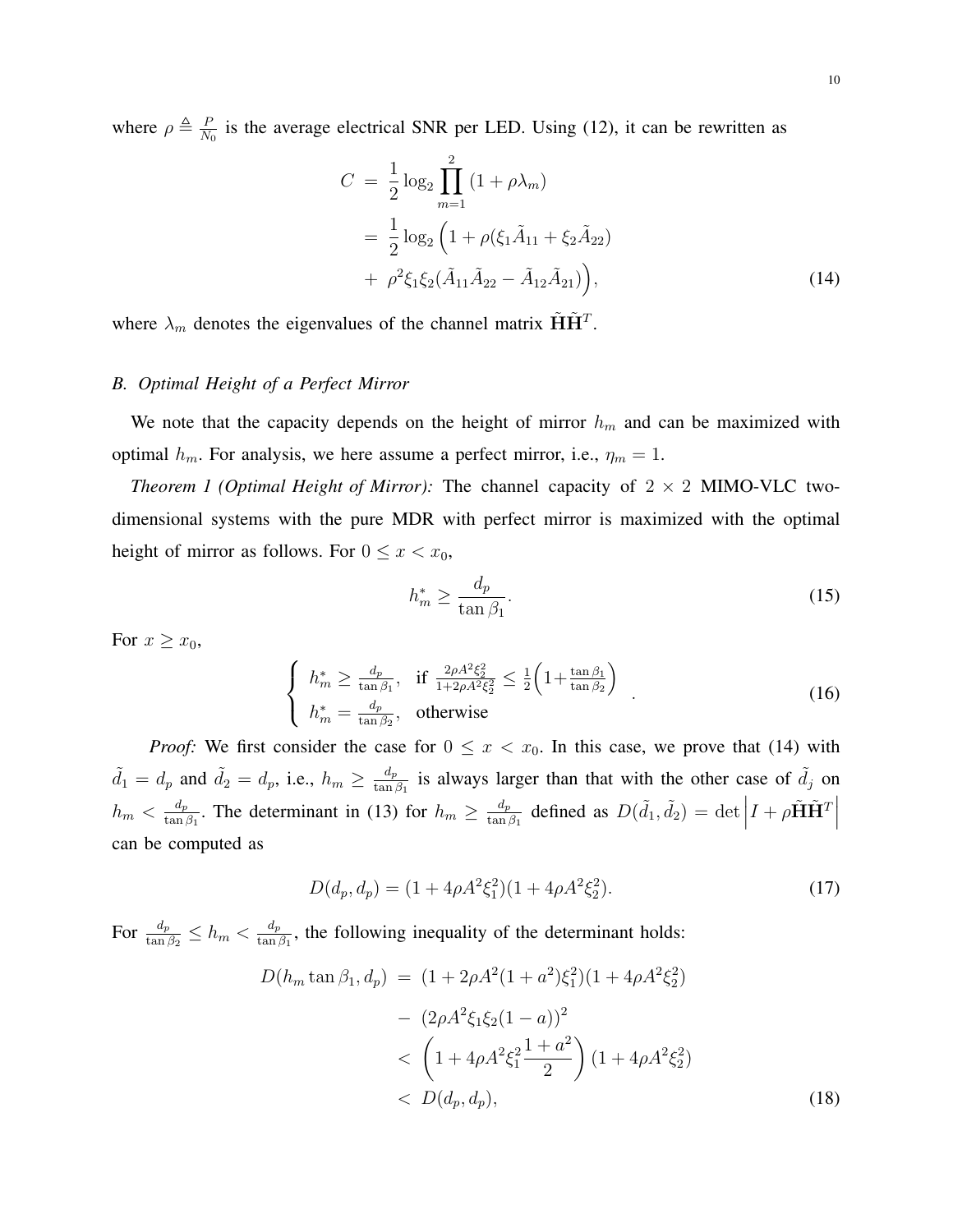where $\rho \triangleq \frac{P}{N_0}$ is the average electrical SNR per LED. Using (12), it can be rewritten as

$$
\begin{aligned}
C &= \frac{1}{2}\log_2 \prod_{m=1}^{2} (1+\rho\lambda_m) \\
&= \frac{1}{2}\log_2 \Big(1+\rho(\xi_1\tilde{A}_{11}+\xi_2\tilde{A}_{22}) \\
&+ \rho^2\xi_1\xi_2(\tilde{A}_{11}\tilde{A}_{22}-\tilde{A}_{12}\tilde{A}_{21})\Big), \qquad (14)
\end{aligned}
$$

where $\lambda_m$ denotes the eigenvalues of the channel matrix $\tilde{\mathbf{H}}\tilde{\mathbf{H}}^T$.

### *B. Optimal Height of a Perfect Mirror*

We note that the capacity depends on the height of mirror $h_m$ and can be maximized with optimal $h_m$. For analysis, we here assume a perfect mirror, i.e., $\eta_m = 1$.

*Theorem 1 (Optimal Height of Mirror):* The channel capacity of $2 \times 2$ MIMO-VLC two-dimensional systems with the pure MDR with perfect mirror is maximized with the optimal height of mirror as follows. For $0 \le x < x_0$,

$$
h_m^* \ge \frac{d_p}{\tan\beta_1}. \qquad (15)
$$

For $x \ge x_0$,

$$
\begin{cases}
h_m^* \ge \frac{d_p}{\tan\beta_1}, & \text{if } \frac{2\rho A^2\xi_2^2}{1+2\rho A^2\xi_2^2} \le \frac{1}{2}\Big(1+\frac{\tan\beta_1}{\tan\beta_2}\Big) \\
h_m^* = \frac{d_p}{\tan\beta_2}, & \text{otherwise}
\end{cases}. \qquad (16)
$$

*Proof:* We first consider the case for $0 \le x < x_0$. In this case, we prove that (14) with $\tilde{d}_1 = d_p$ and $\tilde{d}_2 = d_p$, i.e., $h_m \ge \frac{d_p}{\tan\beta_1}$ is always larger than that with the other case of $\tilde{d}_j$ on $h_m < \frac{d_p}{\tan\beta_1}$. The determinant in (13) for $h_m \ge \frac{d_p}{\tan\beta_1}$ defined as $D(\tilde{d}_1, \tilde{d}_2) = \det\left|I + \rho\tilde{\mathbf{H}}\tilde{\mathbf{H}}^T\right|$ can be computed as

$$
D(d_p, d_p) = (1+4\rho A^2\xi_1^2)(1+4\rho A^2\xi_2^2). \qquad (17)
$$

For $\frac{d_p}{\tan\beta_2} \le h_m < \frac{d_p}{\tan\beta_1}$, the following inequality of the determinant holds:

$$
\begin{aligned}
D(h_m\tan\beta_1, d_p) &= (1+2\rho A^2(1+a^2)\xi_1^2)(1+4\rho A^2\xi_2^2) \\
&- (2\rho A^2\xi_1\xi_2(1-a))^2 \\
&< \left(1+4\rho A^2\xi_1^2\frac{1+a^2}{2}\right)(1+4\rho A^2\xi_2^2) \\
&< D(d_p, d_p), \qquad (18)
\end{aligned}
$$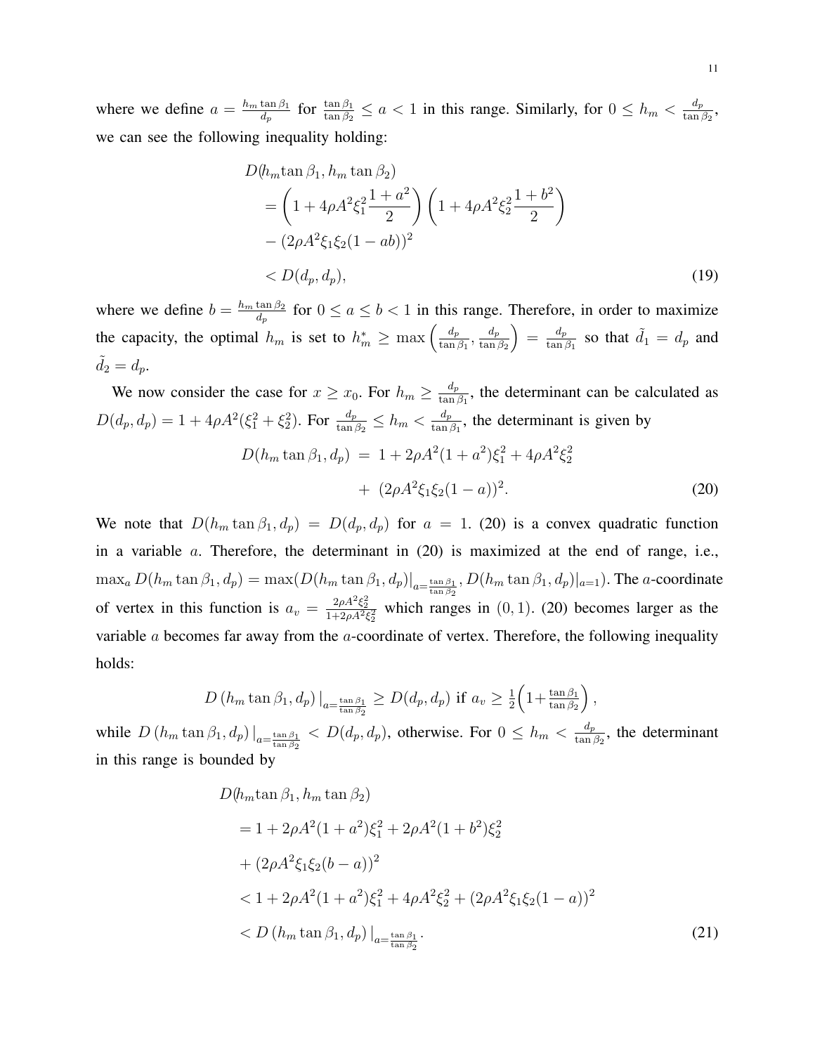where we define $a = \frac{h_m \tan\beta_1}{d_p}$ for $\frac{\tan\beta_1}{\tan\beta_2} \leq a < 1$ in this range. Similarly, for $0 \leq h_m < \frac{d_p}{\tan\beta_2}$, we can see the following inequality holding:

$$
\begin{aligned}
D(&h_m \tan\beta_1, h_m \tan\beta_2) \\
&= \left(1 + 4\rho A^2 \xi_1^2 \frac{1+a^2}{2}\right)\left(1 + 4\rho A^2 \xi_2^2 \frac{1+b^2}{2}\right) \\
&\quad - (2\rho A^2 \xi_1 \xi_2 (1-ab))^2 \\
&< D(d_p, d_p),
\end{aligned} \tag{19}
$$

where we define $b = \frac{h_m \tan\beta_2}{d_p}$ for $0 \leq a \leq b < 1$ in this range. Therefore, in order to maximize the capacity, the optimal $h_m$ is set to $h_m^* \geq \max\left(\frac{d_p}{\tan\beta_1}, \frac{d_p}{\tan\beta_2}\right) = \frac{d_p}{\tan\beta_1}$ so that $\tilde{d}_1 = d_p$ and $\tilde{d}_2 = d_p$.

We now consider the case for $x \geq x_0$. For $h_m \geq \frac{d_p}{\tan\beta_1}$, the determinant can be calculated as $D(d_p, d_p) = 1 + 4\rho A^2(\xi_1^2 + \xi_2^2)$. For $\frac{d_p}{\tan\beta_2} \leq h_m < \frac{d_p}{\tan\beta_1}$, the determinant is given by

$$
\begin{aligned}
D(h_m \tan\beta_1, d_p) \; &= \; 1 + 2\rho A^2(1+a^2)\xi_1^2 + 4\rho A^2 \xi_2^2 \\
&\quad + \; (2\rho A^2 \xi_1 \xi_2 (1-a))^2.
\end{aligned} \tag{20}
$$

We note that $D(h_m \tan\beta_1, d_p) = D(d_p, d_p)$ for $a = 1$. (20) is a convex quadratic function in a variable $a$. Therefore, the determinant in (20) is maximized at the end of range, i.e., $\max_a D(h_m \tan\beta_1, d_p) = \max(D(h_m \tan\beta_1, d_p)|_{a=\frac{\tan\beta_1}{\tan\beta_2}}, D(h_m \tan\beta_1, d_p)|_{a=1})$. The $a$-coordinate of vertex in this function is $a_v = \frac{2\rho A^2 \xi_2^2}{1+2\rho A^2 \xi_2^2}$ which ranges in $(0, 1)$. (20) becomes larger as the variable $a$ becomes far away from the $a$-coordinate of vertex. Therefore, the following inequality holds:

$$
D\left(h_m \tan\beta_1, d_p\right)|_{a=\frac{\tan\beta_1}{\tan\beta_2}} \geq D(d_p, d_p) \text{ if } a_v \geq \tfrac{1}{2}\left(1 + \tfrac{\tan\beta_1}{\tan\beta_2}\right),
$$

while $D\left(h_m \tan\beta_1, d_p\right)|_{a=\frac{\tan\beta_1}{\tan\beta_2}} < D(d_p, d_p)$, otherwise. For $0 \leq h_m < \frac{d_p}{\tan\beta_2}$, the determinant in this range is bounded by

$$
\begin{aligned}
D(&h_m \tan\beta_1, h_m \tan\beta_2) \\
&= 1 + 2\rho A^2(1+a^2)\xi_1^2 + 2\rho A^2(1+b^2)\xi_2^2 \\
&\quad + (2\rho A^2 \xi_1 \xi_2 (b-a))^2 \\
&< 1 + 2\rho A^2(1+a^2)\xi_1^2 + 4\rho A^2 \xi_2^2 + (2\rho A^2 \xi_1 \xi_2 (1-a))^2 \\
&< D\left(h_m \tan\beta_1, d_p\right)|_{a=\frac{\tan\beta_1}{\tan\beta_2}}.
\end{aligned} \tag{21}
$$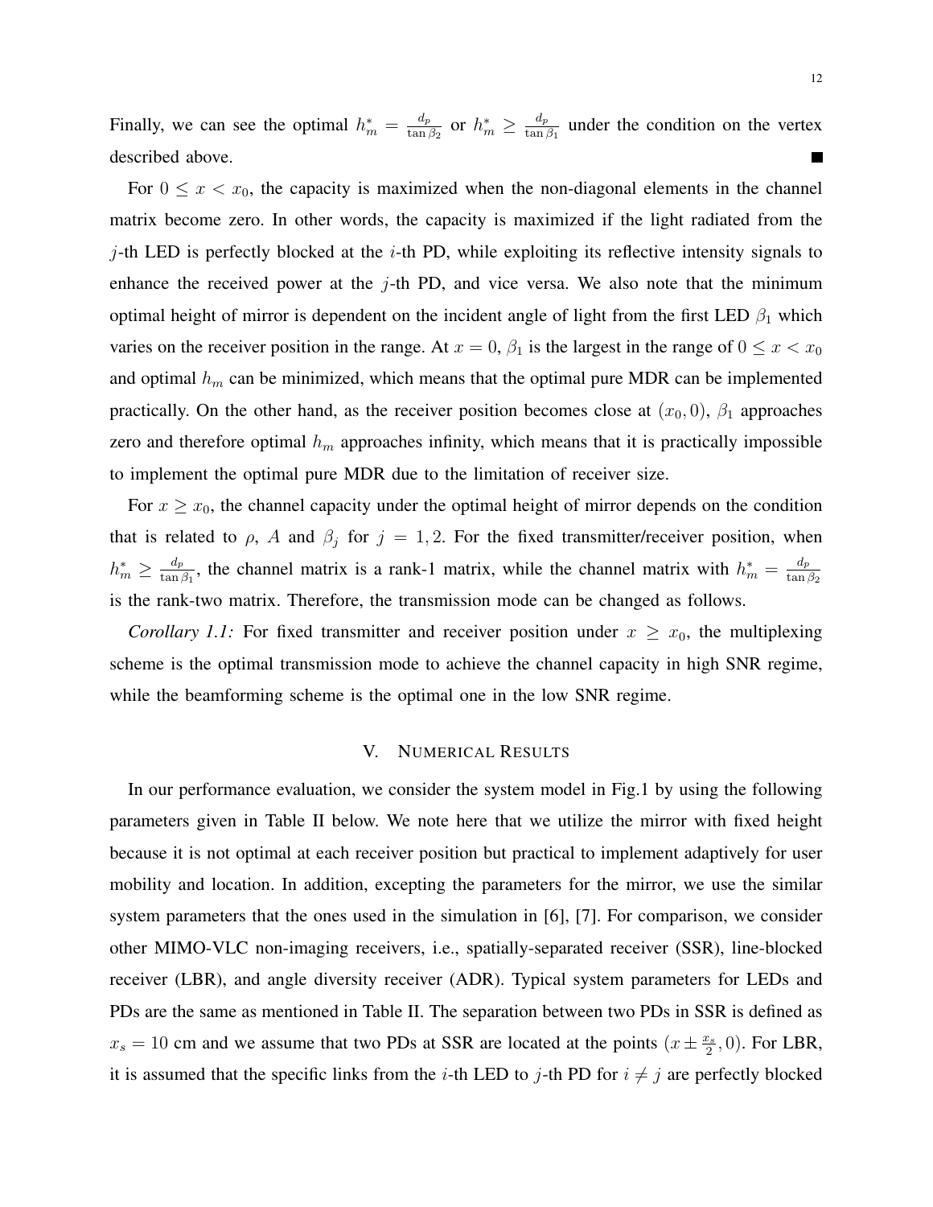Finally, we can see the optimal $h_m^* = \frac{d_p}{\tan \beta_2}$ or $h_m^* \geq \frac{d_p}{\tan \beta_1}$ under the condition on the vertex described above. ■

For $0 \leq x < x_0$, the capacity is maximized when the non-diagonal elements in the channel matrix become zero. In other words, the capacity is maximized if the light radiated from the $j$-th LED is perfectly blocked at the $i$-th PD, while exploiting its reflective intensity signals to enhance the received power at the $j$-th PD, and vice versa. We also note that the minimum optimal height of mirror is dependent on the incident angle of light from the first LED $\beta_1$ which varies on the receiver position in the range. At $x = 0$, $\beta_1$ is the largest in the range of $0 \leq x < x_0$ and optimal $h_m$ can be minimized, which means that the optimal pure MDR can be implemented practically. On the other hand, as the receiver position becomes close at $(x_0, 0)$, $\beta_1$ approaches zero and therefore optimal $h_m$ approaches infinity, which means that it is practically impossible to implement the optimal pure MDR due to the limitation of receiver size.

For $x \geq x_0$, the channel capacity under the optimal height of mirror depends on the condition that is related to $\rho$, $A$ and $\beta_j$ for $j = 1, 2$. For the fixed transmitter/receiver position, when $h_m^* \geq \frac{d_p}{\tan \beta_1}$, the channel matrix is a rank-1 matrix, while the channel matrix with $h_m^* = \frac{d_p}{\tan \beta_2}$ is the rank-two matrix. Therefore, the transmission mode can be changed as follows.

*Corollary 1.1:* For fixed transmitter and receiver position under $x \geq x_0$, the multiplexing scheme is the optimal transmission mode to achieve the channel capacity in high SNR regime, while the beamforming scheme is the optimal one in the low SNR regime.

## V. Numerical Results

In our performance evaluation, we consider the system model in Fig.1 by using the following parameters given in Table II below. We note here that we utilize the mirror with fixed height because it is not optimal at each receiver position but practical to implement adaptively for user mobility and location. In addition, excepting the parameters for the mirror, we use the similar system parameters that the ones used in the simulation in [6], [7]. For comparison, we consider other MIMO-VLC non-imaging receivers, i.e., spatially-separated receiver (SSR), line-blocked receiver (LBR), and angle diversity receiver (ADR). Typical system parameters for LEDs and PDs are the same as mentioned in Table II. The separation between two PDs in SSR is defined as $x_s = 10$ cm and we assume that two PDs at SSR are located at the points $(x \pm \frac{x_s}{2}, 0)$. For LBR, it is assumed that the specific links from the $i$-th LED to $j$-th PD for $i \neq j$ are perfectly blocked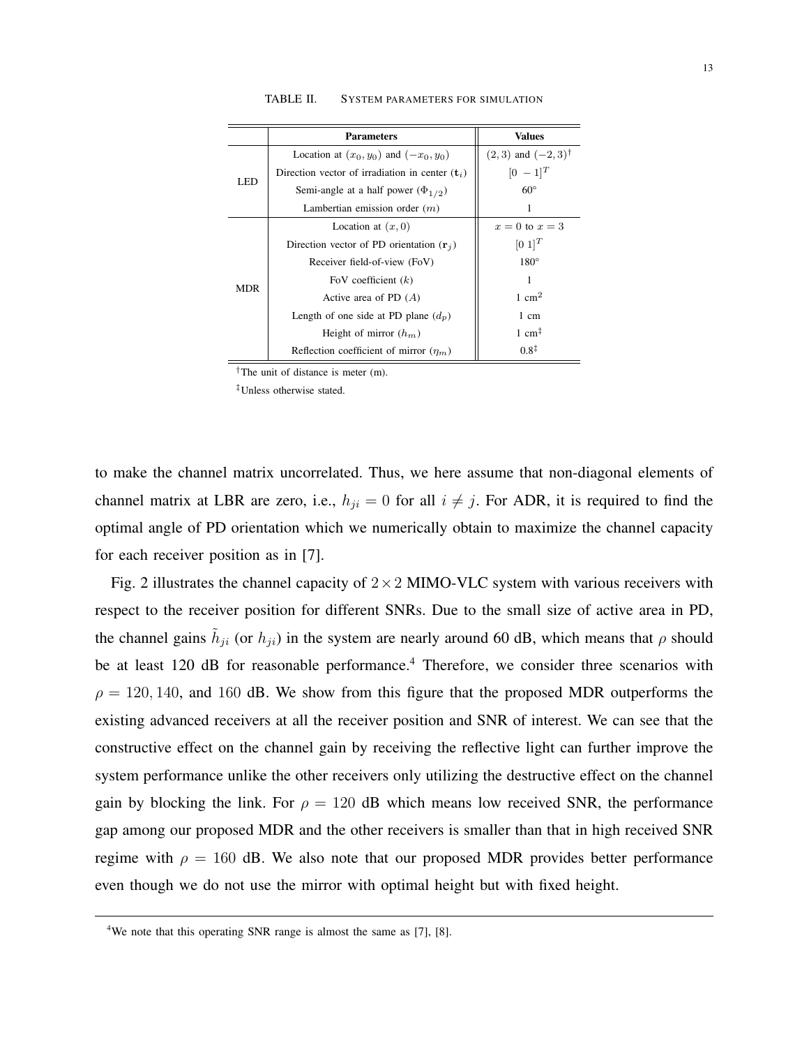TABLE II. SYSTEM PARAMETERS FOR SIMULATION

| | Parameters | Values |
|---|---|---|
| LED | Location at $(x_0, y_0)$ and $(-x_0, y_0)$ | $(2, 3)$ and $(-2, 3)$[†] |
| | Direction vector of irradiation in center ($\mathbf{t}_i$) | $[0\ -1]^T$ |
| | Semi-angle at a half power ($\Phi_{1/2}$) | $60°$ |
| | Lambertian emission order ($m$) | 1 |
| MDR | Location at $(x, 0)$ | $x = 0$ to $x = 3$ |
| | Direction vector of PD orientation ($\mathbf{r}_j$) | $[0\ 1]^T$ |
| | Receiver field-of-view (FoV) | $180°$ |
| | FoV coefficient ($k$) | 1 |
| | Active area of PD ($A$) | 1 $\text{cm}^2$ |
| | Length of one side at PD plane ($d_p$) | 1 cm |
| | Height of mirror ($h_m$) | 1 cm[‡] |
| | Reflection coefficient of mirror ($\eta_m$) | 0.8[‡] |

[†]The unit of distance is meter (m).

[‡]Unless otherwise stated.

to make the channel matrix uncorrelated. Thus, we here assume that non-diagonal elements of channel matrix at LBR are zero, i.e., $h_{ji} = 0$ for all $i \neq j$. For ADR, it is required to find the optimal angle of PD orientation which we numerically obtain to maximize the channel capacity for each receiver position as in [7].

Fig. 2 illustrates the channel capacity of $2 \times 2$ MIMO-VLC system with various receivers with respect to the receiver position for different SNRs. Due to the small size of active area in PD, the channel gains $\tilde{h}_{ji}$ (or $h_{ji}$) in the system are nearly around 60 dB, which means that $\rho$ should be at least 120 dB for reasonable performance.[4] Therefore, we consider three scenarios with $\rho = 120, 140$, and $160$ dB. We show from this figure that the proposed MDR outperforms the existing advanced receivers at all the receiver position and SNR of interest. We can see that the constructive effect on the channel gain by receiving the reflective light can further improve the system performance unlike the other receivers only utilizing the destructive effect on the channel gain by blocking the link. For $\rho = 120$ dB which means low received SNR, the performance gap among our proposed MDR and the other receivers is smaller than that in high received SNR regime with $\rho = 160$ dB. We also note that our proposed MDR provides better performance even though we do not use the mirror with optimal height but with fixed height.

[4]We note that this operating SNR range is almost the same as [7], [8].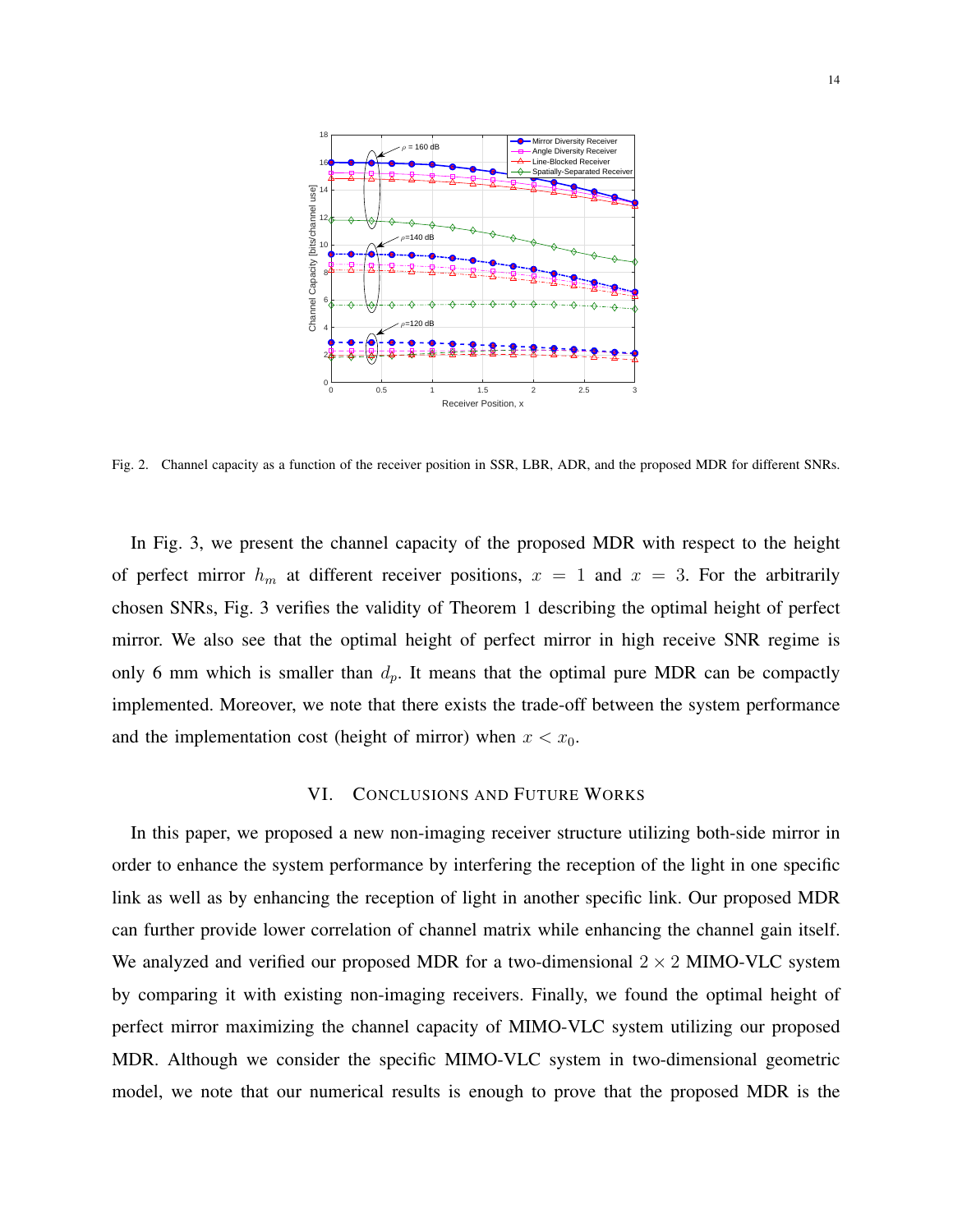Fig. 2. Channel capacity as a function of the receiver position in SSR, LBR, ADR, and the proposed MDR for different SNRs.

In Fig. 3, we present the channel capacity of the proposed MDR with respect to the height of perfect mirror $h_m$ at different receiver positions, $x = 1$ and $x = 3$. For the arbitrarily chosen SNRs, Fig. 3 verifies the validity of Theorem 1 describing the optimal height of perfect mirror. We also see that the optimal height of perfect mirror in high receive SNR regime is only 6 mm which is smaller than $d_p$. It means that the optimal pure MDR can be compactly implemented. Moreover, we note that there exists the trade-off between the system performance and the implementation cost (height of mirror) when $x < x_0$.

## VI. Conclusions and Future Works

In this paper, we proposed a new non-imaging receiver structure utilizing both-side mirror in order to enhance the system performance by interfering the reception of the light in one specific link as well as by enhancing the reception of light in another specific link. Our proposed MDR can further provide lower correlation of channel matrix while enhancing the channel gain itself. We analyzed and verified our proposed MDR for a two-dimensional $2 \times 2$ MIMO-VLC system by comparing it with existing non-imaging receivers. Finally, we found the optimal height of perfect mirror maximizing the channel capacity of MIMO-VLC system utilizing our proposed MDR. Although we consider the specific MIMO-VLC system in two-dimensional geometric model, we note that our numerical results is enough to prove that the proposed MDR is the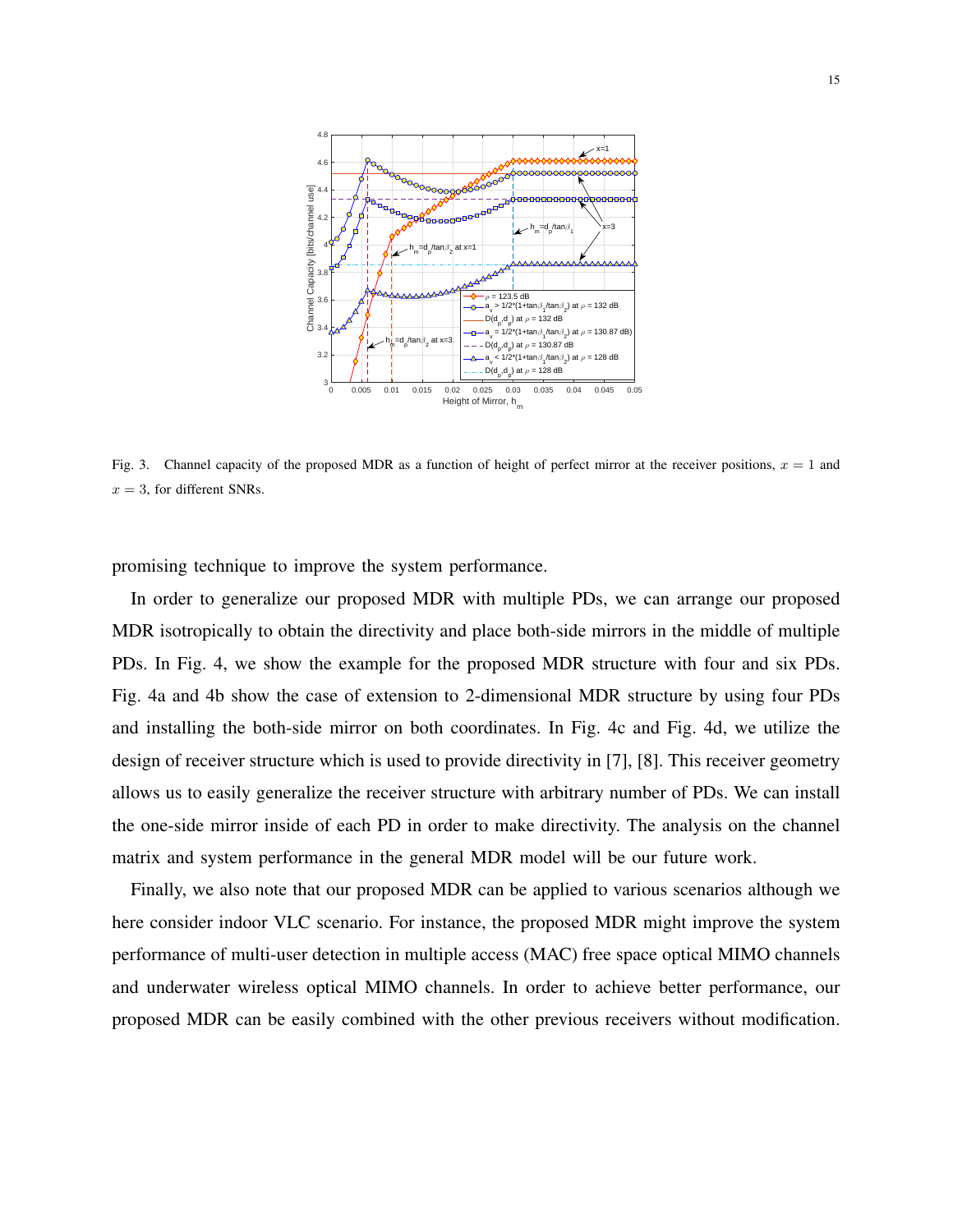Fig. 3. Channel capacity of the proposed MDR as a function of height of perfect mirror at the receiver positions, $x = 1$ and $x = 3$, for different SNRs.

promising technique to improve the system performance.

In order to generalize our proposed MDR with multiple PDs, we can arrange our proposed MDR isotropically to obtain the directivity and place both-side mirrors in the middle of multiple PDs. In Fig. 4, we show the example for the proposed MDR structure with four and six PDs. Fig. 4a and 4b show the case of extension to 2-dimensional MDR structure by using four PDs and installing the both-side mirror on both coordinates. In Fig. 4c and Fig. 4d, we utilize the design of receiver structure which is used to provide directivity in [7], [8]. This receiver geometry allows us to easily generalize the receiver structure with arbitrary number of PDs. We can install the one-side mirror inside of each PD in order to make directivity. The analysis on the channel matrix and system performance in the general MDR model will be our future work.

Finally, we also note that our proposed MDR can be applied to various scenarios although we here consider indoor VLC scenario. For instance, the proposed MDR might improve the system performance of multi-user detection in multiple access (MAC) free space optical MIMO channels and underwater wireless optical MIMO channels. In order to achieve better performance, our proposed MDR can be easily combined with the other previous receivers without modification.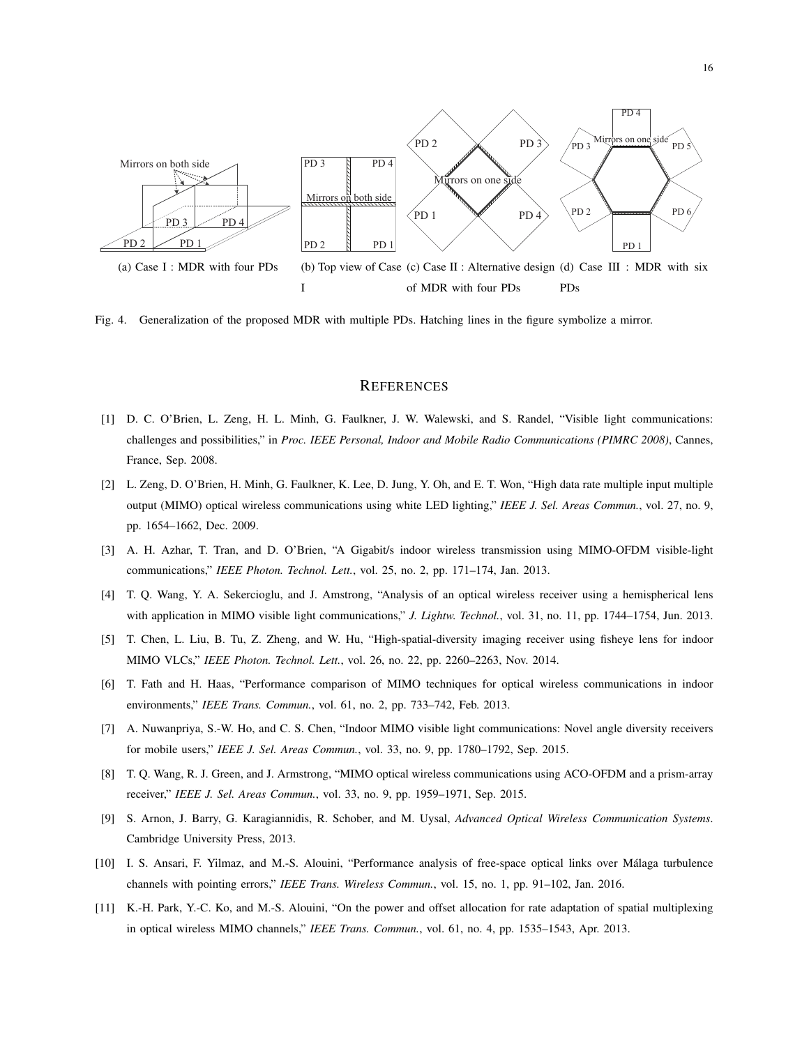Mirrors on both side

PD 3 PD 4

PD 2 PD 1

(a) Case I : MDR with four PDs

PD 3 PD 4

Mirrors on both side

PD 2 PD 1

(b) Top view of Case I

PD 2 PD 3

Mirrors on one side

PD 1 PD 4

(c) Case II : Alternative design of MDR with four PDs

PD 4

PD 3 Mirrors on one side PD 5

PD 2 PD 6

PD 1

(d) Case III : MDR with six PDs

Fig. 4. Generalization of the proposed MDR with multiple PDs. Hatching lines in the figure symbolize a mirror.

# REFERENCES

[1] D. C. O'Brien, L. Zeng, H. L. Minh, G. Faulkner, J. W. Walewski, and S. Randel, "Visible light communications: challenges and possibilities," in *Proc. IEEE Personal, Indoor and Mobile Radio Communications (PIMRC 2008)*, Cannes, France, Sep. 2008.

[2] L. Zeng, D. O'Brien, H. Minh, G. Faulkner, K. Lee, D. Jung, Y. Oh, and E. T. Won, "High data rate multiple input multiple output (MIMO) optical wireless communications using white LED lighting," *IEEE J. Sel. Areas Commun.*, vol. 27, no. 9, pp. 1654–1662, Dec. 2009.

[3] A. H. Azhar, T. Tran, and D. O'Brien, "A Gigabit/s indoor wireless transmission using MIMO-OFDM visible-light communications," *IEEE Photon. Technol. Lett.*, vol. 25, no. 2, pp. 171–174, Jan. 2013.

[4] T. Q. Wang, Y. A. Sekercioglu, and J. Amstrong, "Analysis of an optical wireless receiver using a hemispherical lens with application in MIMO visible light communications," *J. Lightw. Technol.*, vol. 31, no. 11, pp. 1744–1754, Jun. 2013.

[5] T. Chen, L. Liu, B. Tu, Z. Zheng, and W. Hu, "High-spatial-diversity imaging receiver using fisheye lens for indoor MIMO VLCs," *IEEE Photon. Technol. Lett.*, vol. 26, no. 22, pp. 2260–2263, Nov. 2014.

[6] T. Fath and H. Haas, "Performance comparison of MIMO techniques for optical wireless communications in indoor environments," *IEEE Trans. Commun.*, vol. 61, no. 2, pp. 733–742, Feb. 2013.

[7] A. Nuwanpriya, S.-W. Ho, and C. S. Chen, "Indoor MIMO visible light communications: Novel angle diversity receivers for mobile users," *IEEE J. Sel. Areas Commun.*, vol. 33, no. 9, pp. 1780–1792, Sep. 2015.

[8] T. Q. Wang, R. J. Green, and J. Armstrong, "MIMO optical wireless communications using ACO-OFDM and a prism-array receiver," *IEEE J. Sel. Areas Commun.*, vol. 33, no. 9, pp. 1959–1971, Sep. 2015.

[9] S. Arnon, J. Barry, G. Karagiannidis, R. Schober, and M. Uysal, *Advanced Optical Wireless Communication Systems*. Cambridge University Press, 2013.

[10] I. S. Ansari, F. Yilmaz, and M.-S. Alouini, "Performance analysis of free-space optical links over Málaga turbulence channels with pointing errors," *IEEE Trans. Wireless Commun.*, vol. 15, no. 1, pp. 91–102, Jan. 2016.

[11] K.-H. Park, Y.-C. Ko, and M.-S. Alouini, "On the power and offset allocation for rate adaptation of spatial multiplexing in optical wireless MIMO channels," *IEEE Trans. Commun.*, vol. 61, no. 4, pp. 1535–1543, Apr. 2013.